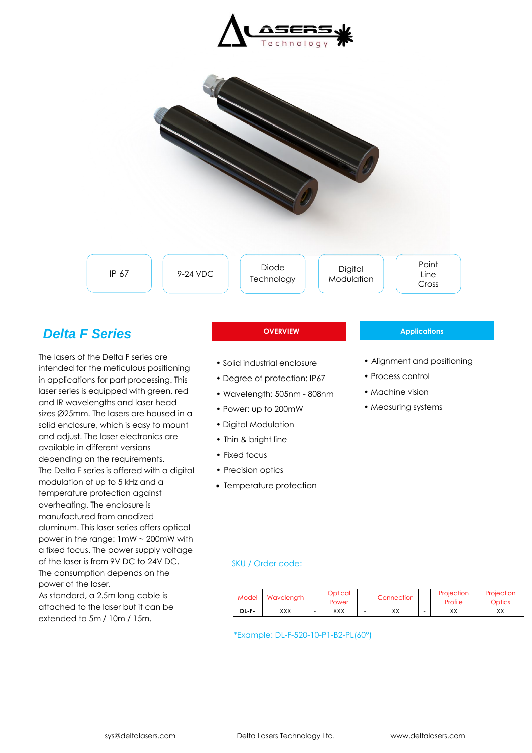IP 67

9-24 VDC

Diode Technology

Digital Modulation

Point Line Cross

## *Delta F Series*

The lasers of the Delta F series are intended for the meticulous positioning in applications for part processing. This laser series is equipped with green, red and IR wavelengths and laser head sizes Ø25mm. The lasers are housed in a solid enclosure, which is easy to mount and adjust. The laser electronics are available in different versions depending on the requirements.
The Delta F series is offered with a digital modulation of up to 5 kHz and a temperature protection against overheating. The enclosure is manufactured from anodized aluminum. This laser series offers optical power in the range: 1mW ~ 200mW with a fixed focus. The power supply voltage of the laser is from 9V DC to 24V DC. The consumption depends on the power of the laser.
As standard, a 2.5m long cable is attached to the laser but it can be extended to 5m / 10m / 15m.

### OVERVIEW

- Solid industrial enclosure
- Degree of protection: IP67
- Wavelength: 505nm - 808nm
- Power: up to 200mW
- Digital Modulation
- Thin & bright line
- Fixed focus
- Precision optics
- Temperature protection

### Applications

- Alignment and positioning
- Process control
- Machine vision
- Measuring systems

SKU / Order code:

| Model | Wavelength | | Optical Power | | Connection | | Projection Profile | Projection Optics |
|---|---|---|---|---|---|---|---|---|
| DL-F- | XXX | - | XXX | - | XX | - | XX | XX |

*Example: DL-F-520-10-P1-B2-PL(60°)

sys@deltalasers.com Delta Lasers Technology Ltd. www.deltalasers.com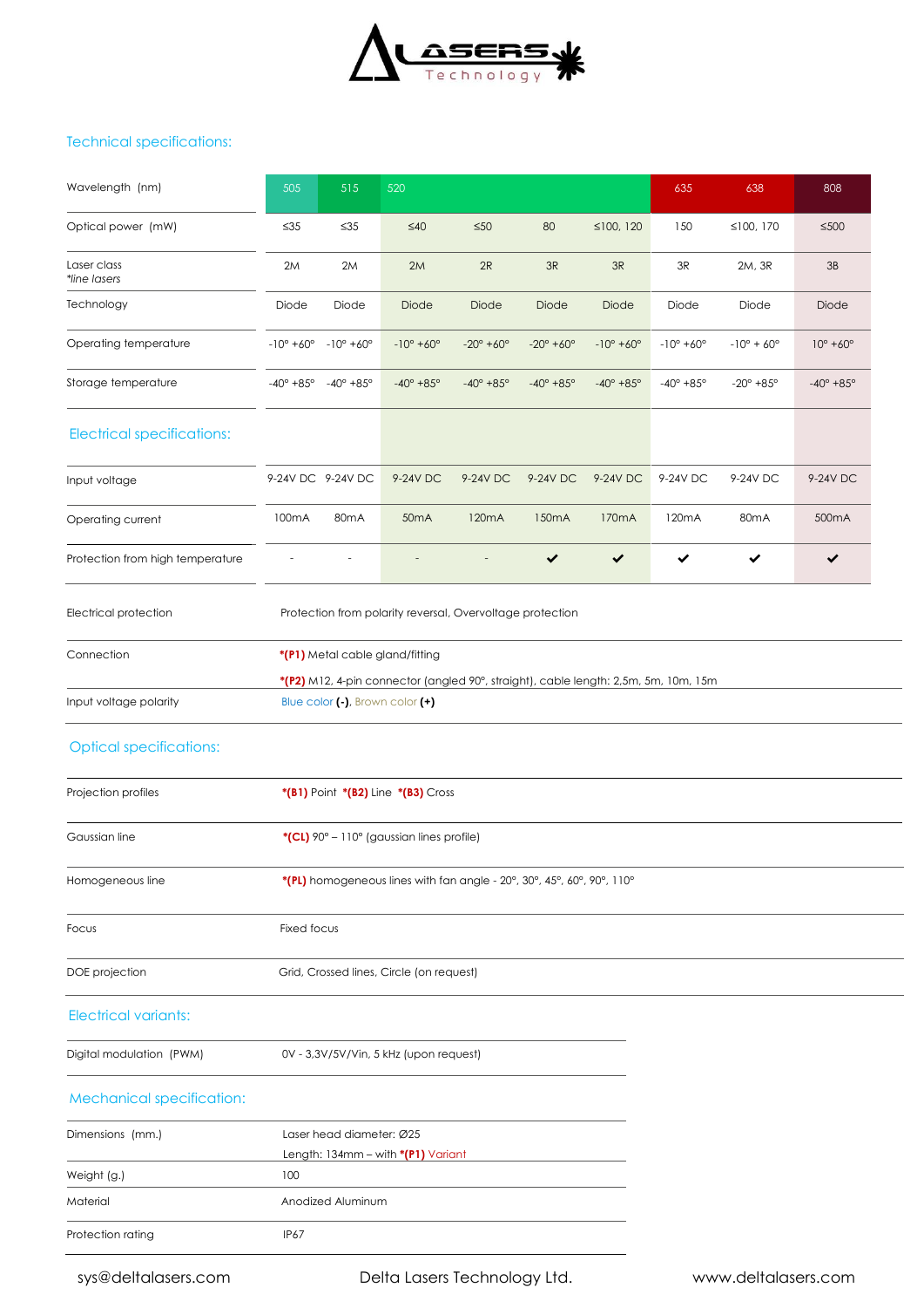## Technical specifications:

| Wavelength (nm) | 505 | 515 | 520 | | | | 635 | 638 | 808 |
|---|---|---|---|---|---|---|---|---|---|
| Optical power (mW) | ≤35 | ≤35 | ≤40 | ≤50 | 80 | ≤100, 120 | 150 | ≤100, 170 | ≤500 |
| Laser class *line lasers* | 2M | 2M | 2M | 2R | 3R | 3R | 3R | 2M, 3R | 3B |
| Technology | Diode | Diode | Diode | Diode | Diode | Diode | Diode | Diode | Diode |
| Operating temperature | -10° +60° | -10° +60° | -10° +60° | -20° +60° | -20° +60° | -10° +60° | -10° +60° | -10° + 60° | 10° +60° |
| Storage temperature | -40° +85° | -40° +85° | -40° +85° | -40° +85° | -40° +85° | -40° +85° | -40° +85° | -20° +85° | -40° +85° |
| **Electrical specifications:** | | | | | | | | | |
| Input voltage | 9-24V DC | 9-24V DC | 9-24V DC | 9-24V DC | 9-24V DC | 9-24V DC | 9-24V DC | 9-24V DC | 9-24V DC |
| Operating current | 100mA | 80mA | 50mA | 120mA | 150mA | 170mA | 120mA | 80mA | 500mA |
| Protection from high temperature | - | - | - | - | ✔ | ✔ | ✔ | ✔ | ✔ |

| | |
|---|---|
| Electrical protection | Protection from polarity reversal, Overvoltage protection |
| Connection | *(P1) Metal cable gland/fitting<br>*(P2) M12, 4-pin connector (angled 90°, straight), cable length: 2,5m, 5m, 10m, 15m |
| Input voltage polarity | Blue color **(-)**, Brown color **(+)** |

## Optical specifications:

| | |
|---|---|
| Projection profiles | *(B1) Point *(B2) Line *(B3) Cross |
| Gaussian line | *(CL) 90° – 110° (gaussian lines profile) |
| Homogeneous line | *(PL) homogeneous lines with fan angle - 20°, 30°, 45°, 60°, 90°, 110° |
| Focus | Fixed focus |
| DOE projection | Grid, Crossed lines, Circle (on request) |

## Electrical variants:

| | |
|---|---|
| Digital modulation (PWM) | 0V - 3,3V/5V/Vin, 5 kHz (upon request) |

## Mechanical specification:

| | |
|---|---|
| Dimensions (mm.) | Laser head diameter: Ø25<br>Length: 134mm – with *(P1) Variant |
| Weight (g.) | 100 |
| Material | Anodized Aluminum |
| Protection rating | IP67 |

sys@deltalasers.com Delta Lasers Technology Ltd. www.deltalasers.com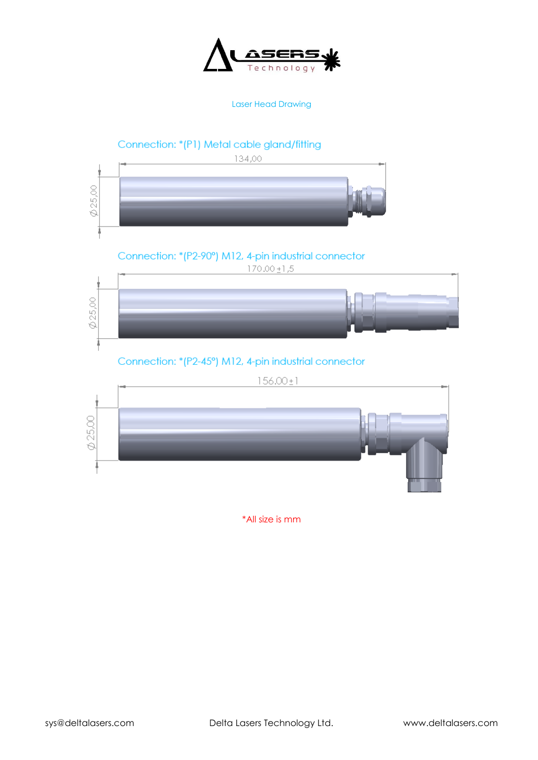Laser Head Drawing

Connection: *(P1) Metal cable gland/fitting

134,00

Ø 25,00

Connection: *(P2-90°) M12, 4-pin industrial connector

170,00 ±1,5

Ø 25,00

Connection: *(P2-45°) M12, 4-pin industrial connector

156,00±1

Ø 25,00

*All size is mm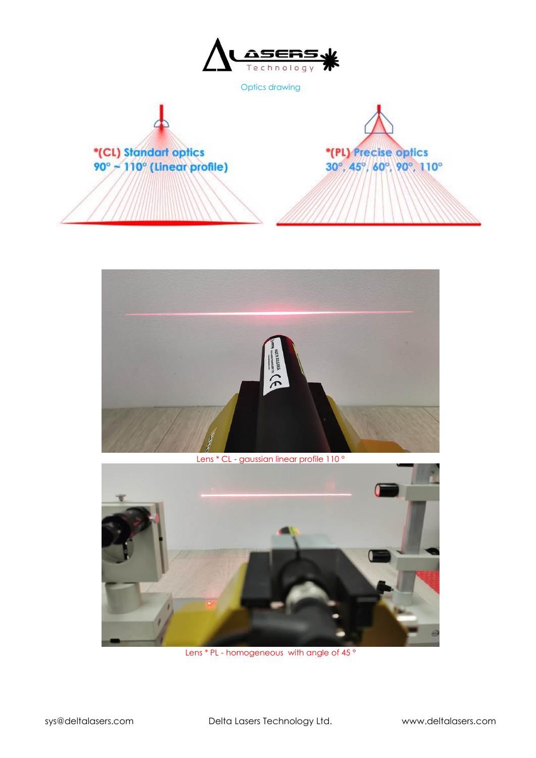Optics drawing

*(CL) Standart optics
90° ~ 110° (Linear profile)

*(PL) Precise optics
30°, 45°, 60°, 90°, 110°

Lens * CL - gaussian linear profile 110 °

Lens * PL - homogeneous with angle of 45 °

sys@deltalasers.com Delta Lasers Technology Ltd. www.deltalasers.com